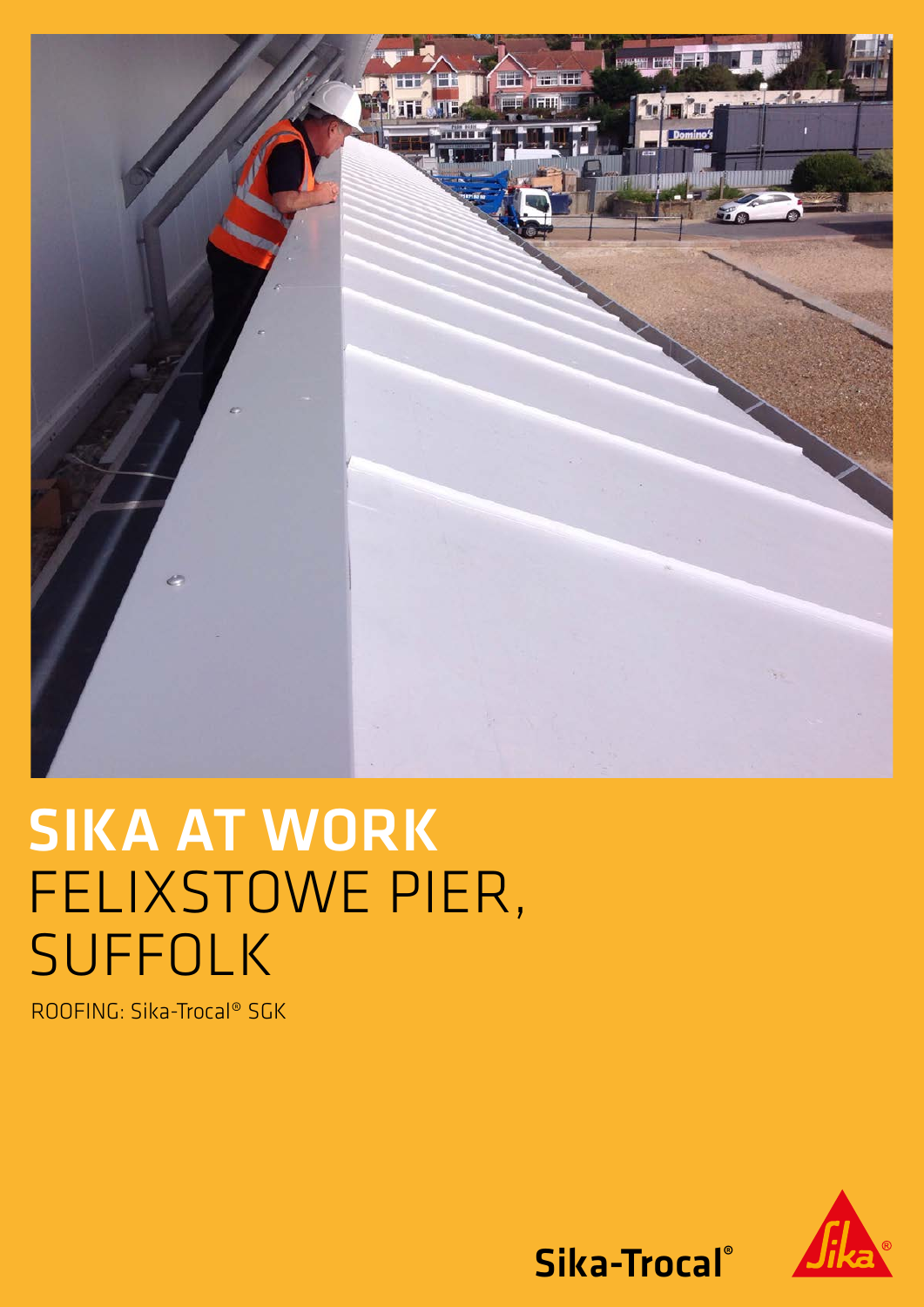# SIKA AT WORK
# FELIXSTOWE PIER, SUFFOLK

ROOFING: Sika-Trocal® SGK

Sika-Trocal®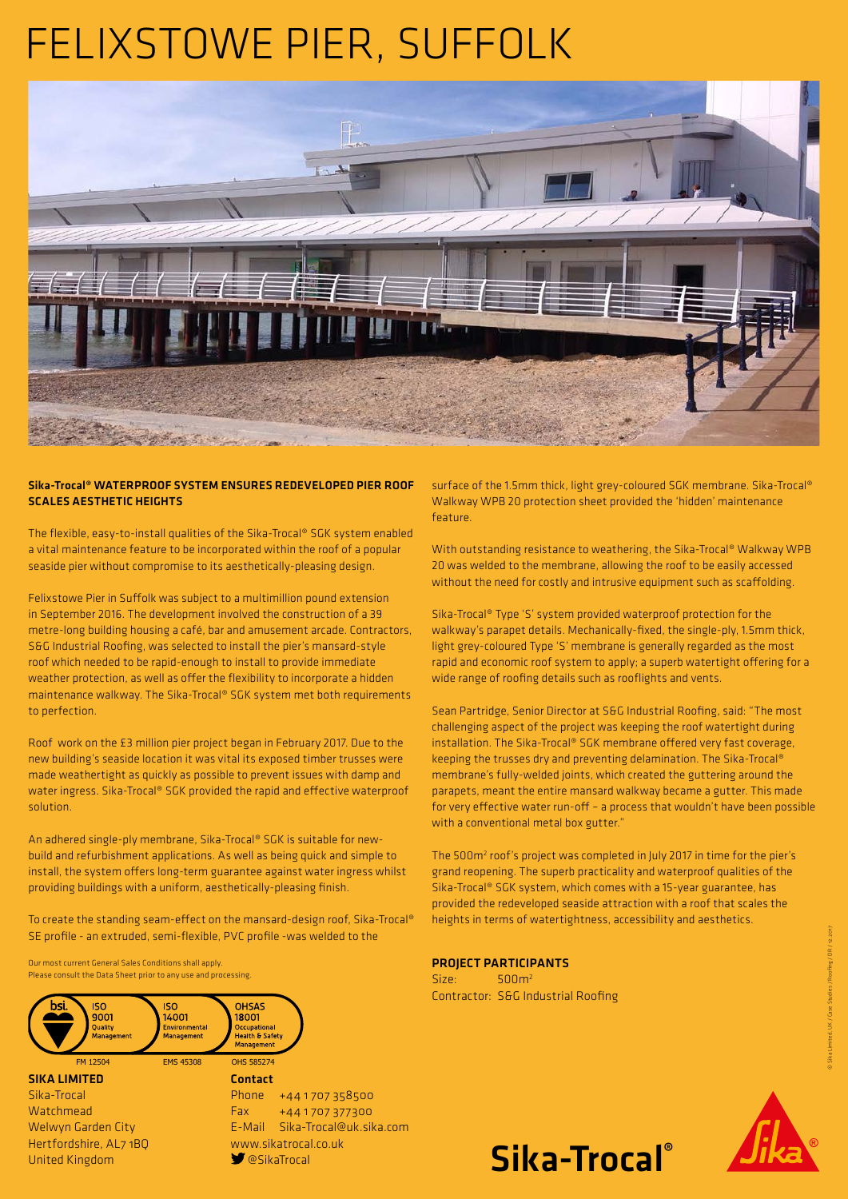# FELIXSTOWE PIER, SUFFOLK

**Sika-Trocal® WATERPROOF SYSTEM ENSURES REDEVELOPED PIER ROOF SCALES AESTHETIC HEIGHTS**

The flexible, easy-to-install qualities of the Sika-Trocal® SGK system enabled a vital maintenance feature to be incorporated within the roof of a popular seaside pier without compromise to its aesthetically-pleasing design.

Felixstowe Pier in Suffolk was subject to a multimillion pound extension in September 2016. The development involved the construction of a 39 metre-long building housing a café, bar and amusement arcade. Contractors, S&G Industrial Roofing, was selected to install the pier's mansard-style roof which needed to be rapid-enough to install to provide immediate weather protection, as well as offer the flexibility to incorporate a hidden maintenance walkway. The Sika-Trocal® SGK system met both requirements to perfection.

Roof work on the £3 million pier project began in February 2017. Due to the new building's seaside location it was vital its exposed timber trusses were made weathertight as quickly as possible to prevent issues with damp and water ingress. Sika-Trocal® SGK provided the rapid and effective waterproof solution.

An adhered single-ply membrane, Sika-Trocal® SGK is suitable for new-build and refurbishment applications. As well as being quick and simple to install, the system offers long-term guarantee against water ingress whilst providing buildings with a uniform, aesthetically-pleasing finish.

To create the standing seam-effect on the mansard-design roof, Sika-Trocal® SE profile - an extruded, semi-flexible, PVC profile -was welded to the surface of the 1.5mm thick, light grey-coloured SGK membrane. Sika-Trocal® Walkway WPB 20 protection sheet provided the 'hidden' maintenance feature.

With outstanding resistance to weathering, the Sika-Trocal® Walkway WPB 20 was welded to the membrane, allowing the roof to be easily accessed without the need for costly and intrusive equipment such as scaffolding.

Sika-Trocal® Type 'S' system provided waterproof protection for the walkway's parapet details. Mechanically-fixed, the single-ply, 1.5mm thick, light grey-coloured Type 'S' membrane is generally regarded as the most rapid and economic roof system to apply; a superb watertight offering for a wide range of roofing details such as rooflights and vents.

Sean Partridge, Senior Director at S&G Industrial Roofing, said: "The most challenging aspect of the project was keeping the roof watertight during installation. The Sika-Trocal® SGK membrane offered very fast coverage, keeping the trusses dry and preventing delamination. The Sika-Trocal® membrane's fully-welded joints, which created the guttering around the parapets, meant the entire mansard walkway became a gutter. This made for very effective water run-off – a process that wouldn't have been possible with a conventional metal box gutter."

The 500m$^2$ roof's project was completed in July 2017 in time for the pier's grand reopening. The superb practicality and waterproof qualities of the Sika-Trocal® SGK system, which comes with a 15-year guarantee, has provided the redeveloped seaside attraction with a roof that scales the heights in terms of watertightness, accessibility and aesthetics.

**PROJECT PARTICIPANTS**

Size: 500m$^2$
Contractor: S&G Industrial Roofing

Our most current General Sales Conditions shall apply.
Please consult the Data Sheet prior to any use and processing.

bsi. ISO 9001 Quality Management FM 12504 | ISO 14001 Environmental Management EMS 45308 | OHSAS 18001 Occupational Health & Safety Management OHS 585274

**SIKA LIMITED**
Sika-Trocal
Watchmead
Welwyn Garden City
Hertfordshire, AL7 1BQ
United Kingdom

**Contact**
Phone +44 1707 358500
Fax +44 1707 377300
E-Mail Sika-Trocal@uk.sika.com
www.sikatrocal.co.uk
@SikaTrocal

Sika-Trocal®

© Sika Limited, UK / Case Studies / Roofing / DR / 12.2017